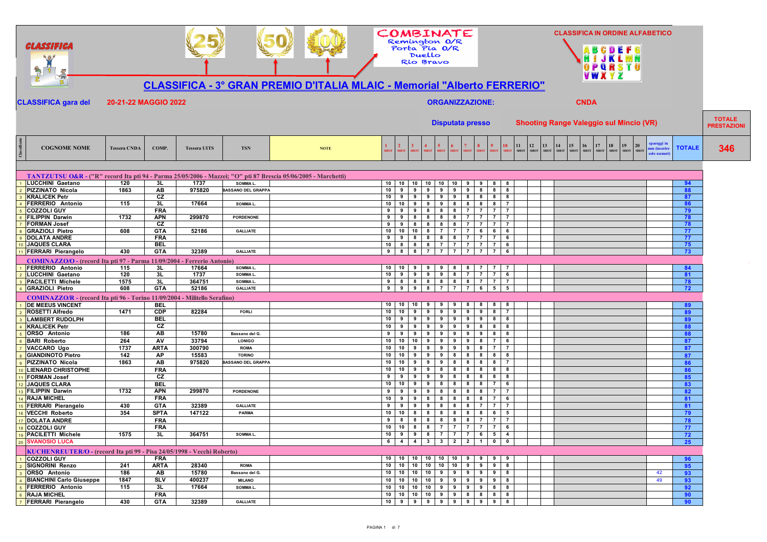# CLASSIFICA - 3° GRAN PREMIO D'ITALIA MLAIC - Memorial "Alberto FERRERIO"

COMBINATE: Remington O/R, Porta Pia O/R, Duello, Rio Bravo

CLASSIFICA IN ORDINE ALFABETICO

**CLASSIFICA gara del** 20-21-22 MAGGIO 2022

**ORGANIZZAZIONE:** CNDA

**Disputata presso** Shooting Range Valeggio sul Mincio (VR)

**TOTALE PRESTAZIONI:** 346

| Classificato | COGNOME NOME | Tessera CNDA | COMP. | Tessera UITS | TSN | NOTE | 1 SHOT | 2 SHOT | 3 SHOT | 4 SHOT | 5 SHOT | 6 SHOT | 7 SHOT | 8 SHOT | 9 SHOT | 10 SHOT | 11 SHOT | 12 SHOT | 13 SHOT | 14 SHOT | 15 SHOT | 16 SHOT | 17 SHOT | 18 SHOT | 19 SHOT | 20 SHOT | spareggi in mm (inserire solo numeri) | TOTALE |
|---|---|---|---|---|---|---|---|---|---|---|---|---|---|---|---|---|---|---|---|---|---|---|---|---|---|---|---|---|
| | **TANTZUTSU O&R - ("R" record Ita pti 94 - Parma 25/05/2006 - Mazzei; "O" pti 87 Brescia 05/06/2005 - Marchetti)** | | | | | | | | | | | | | | | | | | | | | | | | | | | |
| 1 | LUCCHINI Gaetano | 120 | 3L | 1737 | SOMMA L. | | 10 | 10 | 10 | 10 | 10 | 10 | 9 | 9 | 8 | 8 | | | | | | | | | | | | 94 |
| 2 | PIZZINATO Nicola | 1863 | AB | 975820 | BASSANO DEL GRAPPA | | 10 | 9 | 9 | 9 | 9 | 9 | 9 | 8 | 8 | 8 | | | | | | | | | | | | 88 |
| 3 | KRALICEK Petr | | CZ | | | | 10 | 9 | 9 | 9 | 9 | 9 | 8 | 8 | 8 | 8 | | | | | | | | | | | | 87 |
| 4 | FERRERIO Antonio | 115 | 3L | 17664 | SOMMA L. | | 10 | 10 | 9 | 9 | 9 | 8 | 8 | 8 | 8 | 7 | | | | | | | | | | | | 86 |
| 5 | COZZOLI GUY | | FRA | | | | 9 | 9 | 9 | 8 | 8 | 8 | 7 | 7 | 7 | 7 | | | | | | | | | | | | 79 |
| 6 | FILIPPIN Darwin | 1732 | APN | 299870 | PORDENONE | | 9 | 9 | 8 | 8 | 8 | 8 | 7 | 7 | 7 | 7 | | | | | | | | | | | | 78 |
| 7 | FORMAN Josef | | CZ | | | | 9 | 9 | 8 | 8 | 8 | 8 | 7 | 7 | 7 | 7 | | | | | | | | | | | | 78 |
| 8 | GRAZIOLI Pietro | 608 | GTA | 52186 | GALLIATE | | 10 | 10 | 10 | 8 | 7 | 7 | 7 | 6 | 6 | 6 | | | | | | | | | | | | 77 |
| 9 | DOLATA ANDRE | | FRA | | | | 9 | 9 | 8 | 8 | 8 | 8 | 7 | 7 | 7 | 6 | | | | | | | | | | | | 77 |
| 10 | JAQUES CLARA | | BEL | | | | 10 | 8 | 8 | 8 | 7 | 7 | 7 | 7 | 7 | 6 | | | | | | | | | | | | 75 |
| 11 | FERRARI Pierangelo | 430 | GTA | 32389 | GALLIATE | | 9 | 8 | 8 | 7 | 7 | 7 | 7 | 7 | 7 | 6 | | | | | | | | | | | | 73 |
| | **COMINAZZO/O - (record Ita pti 97 - Parma 11/09/2004 - Ferrerio Antonio)** | | | | | | | | | | | | | | | | | | | | | | | | | | | |
| 1 | FERRERIO Antonio | 115 | 3L | 17664 | SOMMA L. | | 10 | 10 | 9 | 9 | 9 | 8 | 8 | 7 | 7 | 7 | | | | | | | | | | | | 84 |
| 2 | LUCCHINI Gaetano | 120 | 3L | 1737 | SOMMA L. | | 10 | 9 | 9 | 9 | 9 | 8 | 7 | 7 | 7 | 6 | | | | | | | | | | | | 81 |
| 3 | PACILETTI Michele | 1575 | 3L | 364751 | SOMMA L. | | 9 | 8 | 8 | 8 | 8 | 8 | 8 | 7 | 7 | 7 | | | | | | | | | | | | 78 |
| 4 | GRAZIOLI Pietro | 608 | GTA | 52186 | GALLIATE | | 9 | 9 | 9 | 8 | 7 | 7 | 7 | 6 | 5 | 5 | | | | | | | | | | | | 72 |
| | **COMINAZZO/R - (record Ita pti 96 - Torino 11/09/2004 - Militello Serafino)** | | | | | | | | | | | | | | | | | | | | | | | | | | | |
| 1 | DE MEEUS VINCENT | | BEL | | | | 10 | 10 | 10 | 9 | 9 | 9 | 8 | 8 | 8 | 8 | | | | | | | | | | | | 89 |
| 2 | ROSETTI Alfredo | 1471 | CDP | 82284 | FORLI | | 10 | 10 | 9 | 9 | 9 | 9 | 9 | 9 | 8 | 7 | | | | | | | | | | | | 89 |
| 3 | LAMBERT RUDOLPH | | BEL | | | | 10 | 9 | 9 | 9 | 9 | 9 | 9 | 9 | 8 | 8 | | | | | | | | | | | | 89 |
| 4 | KRALICEK Petr | | CZ | | | | 10 | 9 | 9 | 9 | 9 | 9 | 9 | 8 | 8 | 8 | | | | | | | | | | | | 88 |
| 5 | ORSO Antonio | 186 | AB | 15780 | Bassano del G. | | 9 | 9 | 9 | 9 | 9 | 9 | 9 | 9 | 8 | 8 | | | | | | | | | | | | 88 |
| 6 | BARI Roberto | 264 | AV | 33794 | LONIGO | | 10 | 10 | 10 | 9 | 9 | 9 | 9 | 8 | 7 | 6 | | | | | | | | | | | | 87 |
| 7 | VACCARO Ugo | 1737 | ARTA | 300790 | ROMA | | 10 | 10 | 9 | 9 | 9 | 9 | 9 | 8 | 7 | 7 | | | | | | | | | | | | 87 |
| 8 | GIANDINOTO Pietro | 142 | AP | 15583 | TORINO | | 10 | 10 | 9 | 9 | 9 | 8 | 8 | 8 | 8 | 8 | | | | | | | | | | | | 87 |
| 9 | PIZZINATO Nicola | 1863 | AB | 975820 | BASSANO DEL GRAPPA | | 10 | 10 | 9 | 9 | 9 | 8 | 8 | 8 | 8 | 7 | | | | | | | | | | | | 86 |
| 10 | LIENARD CHRISTOPHE | | FRA | | | | 10 | 10 | 9 | 9 | 8 | 8 | 8 | 8 | 8 | 8 | | | | | | | | | | | | 86 |
| 11 | FORMAN Josef | | CZ | | | | 9 | 9 | 9 | 9 | 9 | 8 | 8 | 8 | 8 | 8 | | | | | | | | | | | | 85 |
| 12 | JAQUES CLARA | | BEL | | | | 10 | 10 | 9 | 9 | 8 | 8 | 8 | 8 | 7 | 6 | | | | | | | | | | | | 83 |
| 13 | FILIPPIN Darwin | 1732 | APN | 299870 | PORDENONE | | 9 | 9 | 9 | 9 | 8 | 8 | 8 | 8 | 7 | 7 | | | | | | | | | | | | 82 |
| 14 | RAJA MICHEL | | FRA | | | | 10 | 9 | 9 | 8 | 8 | 8 | 8 | 8 | 7 | 6 | | | | | | | | | | | | 81 |
| 15 | FERRARI Pierangelo | 430 | GTA | 32389 | GALLIATE | | 9 | 9 | 9 | 9 | 8 | 8 | 8 | 7 | 7 | 7 | | | | | | | | | | | | 81 |
| 16 | VECCHI Roberto | 354 | SPTA | 147122 | PARMA | | 10 | 10 | 8 | 8 | 8 | 8 | 8 | 8 | 6 | 5 | | | | | | | | | | | | 79 |
| 17 | DOLATA ANDRE | | FRA | | | | 9 | 8 | 8 | 8 | 8 | 8 | 8 | 7 | 7 | 7 | | | | | | | | | | | | 78 |
| 18 | COZZOLI GUY | | FRA | | | | 10 | 10 | 8 | 8 | 7 | 7 | 7 | 7 | 7 | 6 | | | | | | | | | | | | 77 |
| 19 | PACILETTI Michele | 1575 | 3L | 364751 | SOMMA L. | | 10 | 9 | 9 | 8 | 7 | 7 | 7 | 6 | 5 | 4 | | | | | | | | | | | | 72 |
| 20 | SVANOSIO LUCA | | | | | | 6 | 4 | 4 | 3 | 3 | 2 | 2 | 1 | 0 | 0 | | | | | | | | | | | | 25 |
| | **KUCHENREUTER/O - (record Ita pti 99 - Pisa 24/05/1998 - Vecchi Roberto)** | | | | | | | | | | | | | | | | | | | | | | | | | | | |
| 1 | COZZOLI GUY | | FRA | | | | 10 | 10 | 10 | 10 | 10 | 10 | 9 | 9 | 9 | 9 | | | | | | | | | | | | 96 |
| 2 | SIGNORINI Renzo | 241 | ARTA | 28340 | ROMA | | 10 | 10 | 10 | 10 | 10 | 10 | 9 | 9 | 9 | 8 | | | | | | | | | | | | 95 |
| 3 | ORSO Antonio | 186 | AB | 15780 | Bassano del G. | | 10 | 10 | 10 | 10 | 9 | 9 | 9 | 9 | 9 | 8 | | | | | | | | | | | 42 | 93 |
| 4 | BIANCHINI Carlo Giuseppe | 1847 | SLV | 400237 | MILANO | | 10 | 10 | 10 | 10 | 9 | 9 | 9 | 9 | 9 | 8 | | | | | | | | | | | 49 | 93 |
| 5 | FERRERIO Antonio | 115 | 3L | 17664 | SOMMA L. | | 10 | 10 | 10 | 10 | 9 | 9 | 9 | 9 | 8 | 8 | | | | | | | | | | | | 92 |
| 6 | RAJA MICHEL | | FRA | | | | 10 | 10 | 10 | 10 | 9 | 9 | 8 | 8 | 8 | 8 | | | | | | | | | | | | 90 |
| 7 | FERRARI Pierangelo | 430 | GTA | 32389 | GALLIATE | | 10 | 9 | 9 | 9 | 9 | 9 | 9 | 9 | 9 | 8 | | | | | | | | | | | | 90 |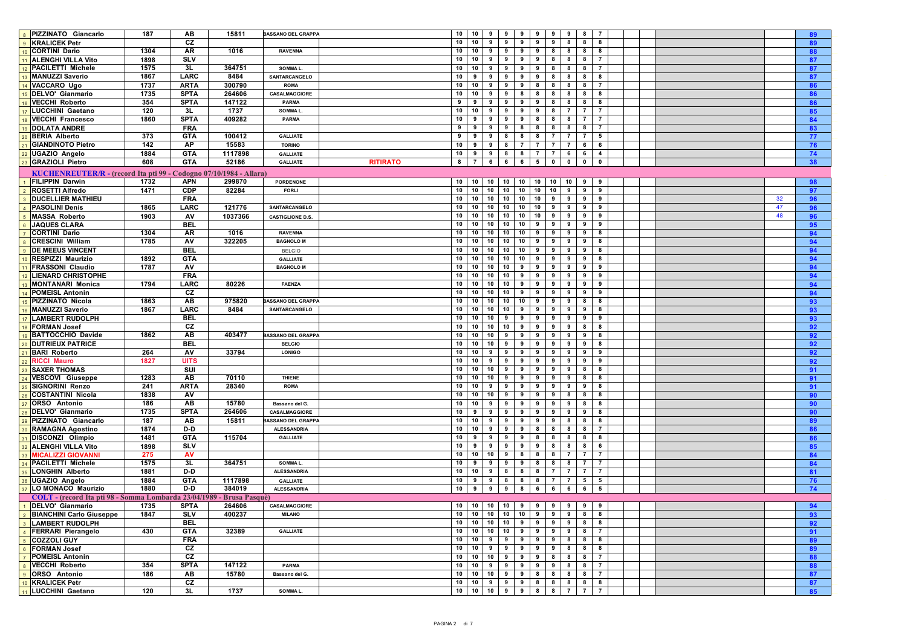| # | Nome | Tessera | Società | N. | Città | Note | 1 | 2 | 3 | 4 | 5 | 6 | 7 | 8 | 9 | 10 | | | | | | | Tot |
|---|---|---|---|---|---|---|---|---|---|---|---|---|---|---|---|---|---|---|---|---|---|---|---|
| 8 | PIZZINATO Giancarlo | 187 | AB | 15811 | BASSANO DEL GRAPPA | | 10 | 10 | 9 | 9 | 9 | 9 | 9 | 9 | 8 | 7 | | | | | | | 89 |
| 9 | KRALICEK Petr | | CZ | | | | 10 | 10 | 9 | 9 | 9 | 9 | 9 | 8 | 8 | 8 | | | | | | | 89 |
| 10 | CORTINI Dario | 1304 | AR | 1016 | RAVENNA | | 10 | 10 | 9 | 9 | 9 | 9 | 8 | 8 | 8 | 8 | | | | | | | 88 |
| 11 | ALENGHI VILLA Vito | 1898 | SLV | | | | 10 | 10 | 9 | 9 | 9 | 9 | 8 | 8 | 8 | 7 | | | | | | | 87 |
| 12 | PACILETTI Michele | 1575 | 3L | 364751 | SOMMA L. | | 10 | 10 | 9 | 9 | 9 | 9 | 8 | 8 | 8 | 7 | | | | | | | 87 |
| 13 | MANUZZI Saverio | 1867 | LARC | 8484 | SANTARCANGELO | | 10 | 9 | 9 | 9 | 9 | 9 | 8 | 8 | 8 | 8 | | | | | | | 87 |
| 14 | VACCARO Ugo | 1737 | ARTA | 300790 | ROMA | | 10 | 10 | 9 | 9 | 9 | 8 | 8 | 8 | 8 | 7 | | | | | | | 86 |
| 15 | DELVO' Gianmario | 1735 | SPTA | 264606 | CASALMAGGIORE | | 10 | 10 | 9 | 9 | 8 | 8 | 8 | 8 | 8 | 8 | | | | | | | 86 |
| 16 | VECCHI Roberto | 354 | SPTA | 147122 | PARMA | | 9 | 9 | 9 | 9 | 9 | 9 | 8 | 8 | 8 | 8 | | | | | | | 86 |
| 17 | LUCCHINI Gaetano | 120 | 3L | 1737 | SOMMA L. | | 10 | 10 | 9 | 9 | 9 | 9 | 8 | 7 | 7 | 7 | | | | | | | 85 |
| 18 | VECCHI Francesco | 1860 | SPTA | 409282 | PARMA | | 10 | 9 | 9 | 9 | 9 | 8 | 8 | 8 | 7 | 7 | | | | | | | 84 |
| 19 | DOLATA ANDRE | | FRA | | | | 9 | 9 | 9 | 9 | 8 | 8 | 8 | 8 | 8 | 7 | | | | | | | 83 |
| 20 | BERIA Alberto | 373 | GTA | 100412 | GALLIATE | | 9 | 9 | 9 | 8 | 8 | 8 | 7 | 7 | 7 | 5 | | | | | | | 77 |
| 21 | GIANDINOTO Pietro | 142 | AP | 15583 | TORINO | | 10 | 9 | 9 | 8 | 7 | 7 | 7 | 7 | 6 | 6 | | | | | | | 76 |
| 22 | UGAZIO Angelo | 1884 | GTA | 1117898 | GALLIATE | | 10 | 9 | 9 | 8 | 8 | 7 | 7 | 6 | 6 | 4 | | | | | | | 74 |
| 23 | GRAZIOLI Pietro | 608 | GTA | 52186 | GALLIATE | RITIRATO | 8 | 7 | 6 | 6 | 6 | 5 | 0 | 0 | 0 | 0 | | | | | | | 38 |
| | **KUCHENREUTER/R - (record Ita pti 99 - Codogno 07/10/1984 - Allara)** | | | | | | | | | | | | | | | | | | | | | | |
| 1 | FILIPPIN Darwin | 1732 | APN | 299870 | PORDENONE | | 10 | 10 | 10 | 10 | 10 | 10 | 10 | 10 | 9 | 9 | | | | | | | 98 |
| 2 | ROSETTI Alfredo | 1471 | CDP | 82284 | FORLI | | 10 | 10 | 10 | 10 | 10 | 10 | 10 | 9 | 9 | 9 | | | | | | | 97 |
| 3 | DUCELLIER MATHIEU | | FRA | | | | 10 | 10 | 10 | 10 | 10 | 10 | 9 | 9 | 9 | 9 | | | | | | 32 | 96 |
| 4 | PASOLINI Denis | 1865 | LARC | 121776 | SANTARCANGELO | | 10 | 10 | 10 | 10 | 10 | 10 | 9 | 9 | 9 | 9 | | | | | | 47 | 96 |
| 5 | MASSA Roberto | 1903 | AV | 1037366 | CASTIGLIONE D.S. | | 10 | 10 | 10 | 10 | 10 | 10 | 9 | 9 | 9 | 9 | | | | | | 48 | 96 |
| 6 | JAQUES CLARA | | BEL | | | | 10 | 10 | 10 | 10 | 10 | 9 | 9 | 9 | 9 | 9 | | | | | | | 95 |
| 7 | CORTINI Dario | 1304 | AR | 1016 | RAVENNA | | 10 | 10 | 10 | 10 | 10 | 9 | 9 | 9 | 9 | 8 | | | | | | | 94 |
| 8 | CRESCINI William | 1785 | AV | 322205 | BAGNOLO M | | 10 | 10 | 10 | 10 | 10 | 9 | 9 | 9 | 9 | 8 | | | | | | | 94 |
| 9 | DE MEEUS VINCENT | | BEL | | BELGIO | | 10 | 10 | 10 | 10 | 10 | 9 | 9 | 9 | 9 | 8 | | | | | | | 94 |
| 10 | RESPIZZI Maurizio | 1892 | GTA | | GALLIATE | | 10 | 10 | 10 | 10 | 10 | 9 | 9 | 9 | 9 | 8 | | | | | | | 94 |
| 11 | FRASSONI Claudio | 1787 | AV | | BAGNOLO M | | 10 | 10 | 10 | 10 | 9 | 9 | 9 | 9 | 9 | 9 | | | | | | | 94 |
| 12 | LIENARD CHRISTOPHE | | FRA | | | | 10 | 10 | 10 | 10 | 9 | 9 | 9 | 9 | 9 | 9 | | | | | | | 94 |
| 13 | MONTANARI Monica | 1794 | LARC | 80226 | FAENZA | | 10 | 10 | 10 | 10 | 9 | 9 | 9 | 9 | 9 | 9 | | | | | | | 94 |
| 14 | POMEISL Antonin | | CZ | | | | 10 | 10 | 10 | 10 | 9 | 9 | 9 | 9 | 9 | 9 | | | | | | | 94 |
| 15 | PIZZINATO Nicola | 1863 | AB | 975820 | BASSANO DEL GRAPPA | | 10 | 10 | 10 | 10 | 10 | 9 | 9 | 9 | 8 | 8 | | | | | | | 93 |
| 16 | MANUZZI Saverio | 1867 | LARC | 8484 | SANTARCANGELO | | 10 | 10 | 10 | 10 | 9 | 9 | 9 | 9 | 9 | 8 | | | | | | | 93 |
| 17 | LAMBERT RUDOLPH | | BEL | | | | 10 | 10 | 10 | 9 | 9 | 9 | 9 | 9 | 9 | 9 | | | | | | | 93 |
| 18 | FORMAN Josef | | CZ | | | | 10 | 10 | 10 | 10 | 9 | 9 | 9 | 9 | 8 | 8 | | | | | | | 92 |
| 19 | BATTOCCHIO Davide | 1862 | AB | 403477 | BASSANO DEL GRAPPA | | 10 | 10 | 10 | 9 | 9 | 9 | 9 | 9 | 9 | 8 | | | | | | | 92 |
| 20 | DUTRIEUX PATRICE | | BEL | | BELGIO | | 10 | 10 | 10 | 9 | 9 | 9 | 9 | 9 | 9 | 8 | | | | | | | 92 |
| 21 | BARI Roberto | 264 | AV | 33794 | LONIGO | | 10 | 10 | 9 | 9 | 9 | 9 | 9 | 9 | 9 | 9 | | | | | | | 92 |
| 22 | RICCI Mauro | 1827 | UITS | | | | 10 | 10 | 9 | 9 | 9 | 9 | 9 | 9 | 9 | 9 | | | | | | | 92 |
| 23 | SAXER THOMAS | | SUI | | | | 10 | 10 | 10 | 9 | 9 | 9 | 9 | 9 | 8 | 8 | | | | | | | 91 |
| 24 | VESCOVI Giuseppe | 1283 | AB | 70110 | THIENE | | 10 | 10 | 10 | 9 | 9 | 9 | 9 | 9 | 8 | 8 | | | | | | | 91 |
| 25 | SIGNORINI Renzo | 241 | ARTA | 28340 | ROMA | | 10 | 10 | 9 | 9 | 9 | 9 | 9 | 9 | 9 | 8 | | | | | | | 91 |
| 26 | COSTANTINI Nicola | 1838 | AV | | | | 10 | 10 | 10 | 9 | 9 | 9 | 9 | 8 | 8 | 8 | | | | | | | 90 |
| 27 | ORSO Antonio | 186 | AB | 15780 | Bassano del G. | | 10 | 10 | 9 | 9 | 9 | 9 | 9 | 9 | 8 | 8 | | | | | | | 90 |
| 28 | DELVO' Gianmario | 1735 | SPTA | 264606 | CASALMAGGIORE | | 10 | 9 | 9 | 9 | 9 | 9 | 9 | 9 | 9 | 8 | | | | | | | 90 |
| 29 | PIZZINATO Giancarlo | 187 | AB | 15811 | BASSANO DEL GRAPPA | | 10 | 10 | 9 | 9 | 9 | 9 | 9 | 8 | 8 | 8 | | | | | | | 89 |
| 30 | RAMAGNA Agostino | 1874 | D-D | | ALESSANDRIA | | 10 | 10 | 9 | 9 | 9 | 8 | 8 | 8 | 8 | 7 | | | | | | | 86 |
| 31 | DISCONZI Olimpio | 1481 | GTA | 115704 | GALLIATE | | 10 | 9 | 9 | 9 | 9 | 8 | 8 | 8 | 8 | 8 | | | | | | | 86 |
| 32 | ALENGHI VILLA Vito | 1898 | SLV | | | | 10 | 9 | 9 | 9 | 9 | 9 | 8 | 8 | 8 | 6 | | | | | | | 85 |
| 33 | MICALIZZI GIOVANNI | 275 | AV | | | | 10 | 10 | 10 | 9 | 8 | 8 | 8 | 7 | 7 | 7 | | | | | | | 84 |
| 34 | PACILETTI Michele | 1575 | 3L | 364751 | SOMMA L. | | 10 | 9 | 9 | 9 | 9 | 8 | 8 | 8 | 7 | 7 | | | | | | | 84 |
| 35 | LONGHIN Alberto | 1881 | D-D | | ALESSANDRIA | | 10 | 10 | 9 | 8 | 8 | 8 | 7 | 7 | 7 | 7 | | | | | | | 81 |
| 36 | UGAZIO Angelo | 1884 | GTA | 1117898 | GALLIATE | | 10 | 9 | 9 | 8 | 8 | 8 | 7 | 7 | 5 | 5 | | | | | | | 76 |
| 37 | LO MONACO Maurizio | 1880 | D-D | 384019 | ALESSANDRIA | | 10 | 9 | 9 | 9 | 8 | 6 | 6 | 6 | 6 | 5 | | | | | | | 74 |
| | **COLT - (record Ita pti 98 - Somma Lombarda 23/04/1989 - Brusa Pasquè)** | | | | | | | | | | | | | | | | | | | | | | |
| 1 | DELVO' Gianmario | 1735 | SPTA | 264606 | CASALMAGGIORE | | 10 | 10 | 10 | 10 | 9 | 9 | 9 | 9 | 9 | 9 | | | | | | | 94 |
| 2 | BIANCHINI Carlo Giuseppe | 1847 | SLV | 400237 | MILANO | | 10 | 10 | 10 | 10 | 10 | 9 | 9 | 9 | 8 | 8 | | | | | | | 93 |
| 3 | LAMBERT RUDOLPH | | BEL | | | | 10 | 10 | 10 | 10 | 9 | 9 | 9 | 9 | 8 | 8 | | | | | | | 92 |
| 4 | FERRARI Pierangelo | 430 | GTA | 32389 | GALLIATE | | 10 | 10 | 10 | 10 | 9 | 9 | 9 | 9 | 8 | 7 | | | | | | | 91 |
| 5 | COZZOLI GUY | | FRA | | | | 10 | 10 | 9 | 9 | 9 | 9 | 9 | 8 | 8 | 8 | | | | | | | 89 |
| 6 | FORMAN Josef | | CZ | | | | 10 | 10 | 9 | 9 | 9 | 9 | 9 | 8 | 8 | 8 | | | | | | | 89 |
| 7 | POMEISL Antonin | | CZ | | | | 10 | 10 | 10 | 9 | 9 | 9 | 8 | 8 | 8 | 7 | | | | | | | 88 |
| 8 | VECCHI Roberto | 354 | SPTA | 147122 | PARMA | | 10 | 10 | 9 | 9 | 9 | 9 | 9 | 8 | 8 | 7 | | | | | | | 88 |
| 9 | ORSO Antonio | 186 | AB | 15780 | Bassano del G. | | 10 | 10 | 10 | 9 | 9 | 8 | 8 | 8 | 8 | 7 | | | | | | | 87 |
| 10 | KRALICEK Petr | | CZ | | | | 10 | 10 | 9 | 9 | 9 | 8 | 8 | 8 | 8 | 8 | | | | | | | 87 |
| 11 | LUCCHINI Gaetano | 120 | 3L | 1737 | SOMMA L. | | 10 | 10 | 10 | 9 | 9 | 8 | 8 | 7 | 7 | 7 | | | | | | | 85 |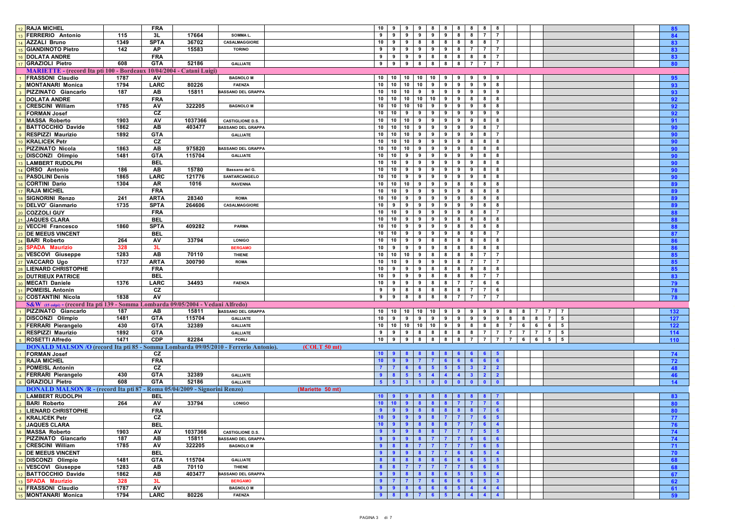| # | Nome | Tessera | Sez. | Licenza | Città | | 1 | 2 | 3 | 4 | 5 | 6 | 7 | 8 | 9 | 10 | 11 | 12 | 13 | 14 | 15 | | Tot |
|---|---|---|---|---|---|---|---|---|---|---|---|---|---|---|---|---|---|---|---|---|---|---|---|
| 12 | RAJA MICHEL | | FRA | | | | 10 | 9 | 9 | 9 | 8 | 8 | 8 | 8 | 8 | 8 | | | | | | | 85 |
| 13 | FERRERIO Antonio | 115 | 3L | 17664 | SOMMA L. | | 9 | 9 | 9 | 9 | 9 | 9 | 8 | 8 | 7 | 7 | | | | | | | 84 |
| 14 | AZZALI Bruno | 1349 | SPTA | 36702 | CASALMAGGIORE | | 10 | 9 | 9 | 8 | 8 | 8 | 8 | 8 | 8 | 7 | | | | | | | 83 |
| 15 | GIANDINOTO Pietro | 142 | AP | 15583 | TORINO | | 9 | 9 | 9 | 9 | 9 | 9 | 8 | 7 | 7 | 7 | | | | | | | 83 |
| 16 | DOLATA ANDRE | | FRA | | | | 9 | 9 | 9 | 9 | 8 | 8 | 8 | 8 | 8 | 7 | | | | | | | 83 |
| 17 | GRAZIOLI Pietro | 608 | GTA | 52186 | GALLIATE | | 9 | 9 | 9 | 8 | 8 | 8 | 8 | 7 | 7 | 7 | | | | | | | 80 |
| | **MARIETTE - (record Ita pti 100 - Bordeaux 10/04/2004 - Catani Luigi)** | | | | | | | | | | | | | | | | | | | | | | |
| 1 | FRASSONI Claudio | 1787 | AV | | BAGNOLO M | | 10 | 10 | 10 | 10 | 10 | 9 | 9 | 9 | 9 | 9 | | | | | | | 95 |
| 2 | MONTANARI Monica | 1794 | LARC | 80226 | FAENZA | | 10 | 10 | 10 | 10 | 9 | 9 | 9 | 9 | 9 | 8 | | | | | | | 93 |
| 3 | PIZZINATO Giancarlo | 187 | AB | 15811 | BASSANO DEL GRAPPA | | 10 | 10 | 10 | 9 | 9 | 9 | 9 | 9 | 9 | 9 | | | | | | | 93 |
| 4 | DOLATA ANDRE | | FRA | | | | 10 | 10 | 10 | 10 | 10 | 9 | 9 | 8 | 8 | 8 | | | | | | | 92 |
| 5 | CRESCINI William | 1785 | AV | 322205 | BAGNOLO M | | 10 | 10 | 10 | 10 | 9 | 9 | 9 | 9 | 8 | 8 | | | | | | | 92 |
| 6 | FORMAN Josef | | CZ | | | | 10 | 10 | 9 | 9 | 9 | 9 | 9 | 9 | 9 | 9 | | | | | | | 92 |
| 7 | MASSA Roberto | 1903 | AV | 1037366 | CASTIGLIONE D.S. | | 10 | 10 | 10 | 9 | 9 | 9 | 9 | 9 | 8 | 8 | | | | | | | 91 |
| 8 | BATTOCCHIO Davide | 1862 | AB | 403477 | BASSANO DEL GRAPPA | | 10 | 10 | 10 | 9 | 9 | 9 | 9 | 9 | 8 | 7 | | | | | | | 90 |
| 9 | RESPIZZI Maurizio | 1892 | GTA | | GALLIATE | | 10 | 10 | 10 | 9 | 9 | 9 | 9 | 9 | 8 | 7 | | | | | | | 90 |
| 10 | KRALICEK Petr | | CZ | | | | 10 | 10 | 10 | 9 | 9 | 9 | 9 | 8 | 8 | 8 | | | | | | | 90 |
| 11 | PIZZINATO Nicola | 1863 | AB | 975820 | BASSANO DEL GRAPPA | | 10 | 10 | 10 | 9 | 9 | 9 | 9 | 8 | 8 | 8 | | | | | | | 90 |
| 12 | DISCONZI Olimpio | 1481 | GTA | 115704 | GALLIATE | | 10 | 10 | 9 | 9 | 9 | 9 | 9 | 9 | 8 | 8 | | | | | | | 90 |
| 13 | LAMBERT RUDOLPH | | BEL | | | | 10 | 10 | 9 | 9 | 9 | 9 | 9 | 9 | 8 | 8 | | | | | | | 90 |
| 14 | ORSO Antonio | 186 | AB | 15780 | Bassano del G. | | 10 | 10 | 9 | 9 | 9 | 9 | 9 | 9 | 8 | 8 | | | | | | | 90 |
| 15 | PASOLINI Denis | 1865 | LARC | 121776 | SANTARCANGELO | | 10 | 10 | 9 | 9 | 9 | 9 | 9 | 9 | 8 | 8 | | | | | | | 90 |
| 16 | CORTINI Dario | 1304 | AR | 1016 | RAVENNA | | 10 | 10 | 10 | 9 | 9 | 9 | 8 | 8 | 8 | 8 | | | | | | | 89 |
| 17 | RAJA MICHEL | | FRA | | | | 10 | 10 | 9 | 9 | 9 | 9 | 9 | 8 | 8 | 8 | | | | | | | 89 |
| 18 | SIGNORINI Renzo | 241 | ARTA | 28340 | ROMA | | 10 | 10 | 9 | 9 | 9 | 9 | 9 | 8 | 8 | 8 | | | | | | | 89 |
| 19 | DELVO' Gianmario | 1735 | SPTA | 264606 | CASALMAGGIORE | | 10 | 9 | 9 | 9 | 9 | 9 | 9 | 9 | 8 | 8 | | | | | | | 89 |
| 20 | COZZOLI GUY | | FRA | | | | 10 | 10 | 9 | 9 | 9 | 9 | 9 | 8 | 8 | 7 | | | | | | | 88 |
| 21 | JAQUES CLARA | | BEL | | | | 10 | 10 | 9 | 9 | 9 | 9 | 8 | 8 | 8 | 8 | | | | | | | 88 |
| 22 | VECCHI Francesco | 1860 | SPTA | 409282 | PARMA | | 10 | 10 | 9 | 9 | 9 | 9 | 8 | 8 | 8 | 8 | | | | | | | 88 |
| 23 | DE MEEUS VINCENT | | BEL | | | | 10 | 10 | 9 | 9 | 9 | 9 | 8 | 8 | 8 | 7 | | | | | | | 87 |
| 24 | BARI Roberto | 264 | AV | 33794 | LONIGO | | 10 | 10 | 9 | 9 | 8 | 8 | 8 | 8 | 8 | 8 | | | | | | | 86 |
| 25 | SPADA Maurizio | 328 | 3L | | BERGAMO | | 10 | 9 | 9 | 9 | 9 | 8 | 8 | 8 | 8 | 8 | | | | | | | 86 |
| 26 | VESCOVI Giuseppe | 1283 | AB | 70110 | THIENE | | 10 | 10 | 10 | 9 | 8 | 8 | 8 | 8 | 7 | 7 | | | | | | | 85 |
| 27 | VACCARO Ugo | 1737 | ARTA | 300790 | ROMA | | 10 | 10 | 9 | 9 | 9 | 9 | 8 | 7 | 7 | 7 | | | | | | | 85 |
| 28 | LIENARD CHRISTOPHE | | FRA | | | | 10 | 9 | 9 | 9 | 8 | 8 | 8 | 8 | 8 | 8 | | | | | | | 85 |
| 29 | DUTRIEUX PATRICE | | BEL | | | | 10 | 9 | 9 | 9 | 8 | 8 | 8 | 8 | 7 | 7 | | | | | | | 83 |
| 30 | MECATI Daniele | 1376 | LARC | 34493 | FAENZA | | 10 | 9 | 9 | 9 | 8 | 8 | 7 | 7 | 6 | 6 | | | | | | | 79 |
| 31 | POMEISL Antonin | | CZ | | | | 9 | 9 | 8 | 8 | 8 | 8 | 8 | 7 | 7 | 6 | | | | | | | 78 |
| 32 | COSTANTINI Nicola | 1838 | AV | | | | 9 | 9 | 8 | 8 | 8 | 8 | 7 | 7 | 7 | 7 | | | | | | | 78 |
| | **S&W (15 colpi) - (record Ita pti 139 - Somma Lombarda 09/05/2004 - Vedani Alfredo)** | | | | | | | | | | | | | | | | | | | | | | |
| 1 | PIZZINATO Giancarlo | 187 | AB | 15811 | BASSANO DEL GRAPPA | | 10 | 10 | 10 | 10 | 10 | 9 | 9 | 9 | 9 | 9 | 8 | 8 | 7 | 7 | 7 | | 132 |
| 2 | DISCONZI Olimpio | 1481 | GTA | 115704 | GALLIATE | | 10 | 9 | 9 | 9 | 9 | 9 | 9 | 9 | 9 | 9 | 8 | 8 | 8 | 7 | 5 | | 127 |
| 3 | FERRARI Pierangelo | 430 | GTA | 32389 | GALLIATE | | 10 | 10 | 10 | 10 | 10 | 9 | 9 | 8 | 8 | 8 | 7 | 6 | 6 | 6 | 5 | | 122 |
| 4 | RESPIZZI Maurizio | 1892 | GTA | | GALLIATE | | 9 | 9 | 9 | 8 | 8 | 8 | 8 | 8 | 7 | 7 | 7 | 7 | 7 | 7 | 5 | | 114 |
| 5 | ROSETTI Alfredo | 1471 | CDP | 82284 | FORLI | | 10 | 9 | 9 | 8 | 8 | 8 | 8 | 7 | 7 | 7 | 7 | 6 | 6 | 5 | 5 | | 110 |
| | **DONALD MALSON /O (record Ita pti 85 - Somma Lombarda 09/05/2010 - Ferrerio Antonio).** | | | | | (COLT 50 mt) | | | | | | | | | | | | | | | | | |
| 1 | FORMAN Josef | | CZ | | | | 10 | 9 | 8 | 8 | 8 | 8 | 6 | 6 | 6 | 5 | | | | | | | 74 |
| 2 | RAJA MICHEL | | FRA | | | | 10 | 9 | 9 | 7 | 7 | 6 | 6 | 6 | 6 | 6 | | | | | | | 72 |
| 3 | POMEISL Antonin | | CZ | | | | 7 | 7 | 6 | 6 | 5 | 5 | 5 | 3 | 2 | 2 | | | | | | | 48 |
| 4 | FERRARI Pierangelo | 430 | GTA | 32389 | GALLIATE | | 9 | 8 | 5 | 5 | 4 | 4 | 4 | 3 | 2 | 2 | | | | | | | 46 |
| 5 | GRAZIOLI Pietro | 608 | GTA | 52186 | GALLIATE | | 5 | 5 | 3 | 1 | 0 | 0 | 0 | 0 | 0 | 0 | | | | | | | 14 |
| | **DONALD MALSON /R - (record Ita pti 87 - Roma 05/04/2009 - Signorini Renzo)** | | | | | (Mariette 50 mt) | | | | | | | | | | | | | | | | | |
| 1 | LAMBERT RUDOLPH | | BEL | | | | 10 | 9 | 9 | 8 | 8 | 8 | 8 | 8 | 8 | 7 | | | | | | | 83 |
| 2 | BARI Roberto | 264 | AV | 33794 | LONIGO | | 10 | 10 | 9 | 8 | 8 | 8 | 7 | 7 | 7 | 6 | | | | | | | 80 |
| 3 | LIENARD CHRISTOPHE | | FRA | | | | 9 | 9 | 9 | 8 | 8 | 8 | 8 | 8 | 7 | 6 | | | | | | | 80 |
| 4 | KRALICEK Petr | | CZ | | | | 10 | 9 | 9 | 9 | 8 | 7 | 7 | 7 | 6 | 5 | | | | | | | 77 |
| 5 | JAQUES CLARA | | BEL | | | | 10 | 9 | 9 | 8 | 8 | 8 | 7 | 7 | 6 | 4 | | | | | | | 76 |
| 6 | MASSA Roberto | 1903 | AV | 1037366 | CASTIGLIONE D.S. | | 9 | 9 | 9 | 8 | 8 | 7 | 7 | 7 | 5 | 5 | | | | | | | 74 |
| 7 | PIZZINATO Giancarlo | 187 | AB | 15811 | BASSANO DEL GRAPPA | | 9 | 9 | 9 | 8 | 7 | 7 | 7 | 6 | 6 | 6 | | | | | | | 74 |
| 8 | CRESCINI William | 1785 | AV | 322205 | BAGNOLO M | | 9 | 8 | 8 | 7 | 7 | 7 | 7 | 7 | 6 | 5 | | | | | | | 71 |
| 9 | DE MEEUS VINCENT | | BEL | | | | 9 | 9 | 9 | 8 | 7 | 7 | 6 | 6 | 5 | 4 | | | | | | | 70 |
| 10 | DISCONZI Olimpio | 1481 | GTA | 115704 | GALLIATE | | 8 | 8 | 8 | 8 | 8 | 6 | 6 | 6 | 5 | 5 | | | | | | | 68 |
| 11 | VESCOVI Giuseppe | 1283 | AB | 70110 | THIENE | | 8 | 8 | 7 | 7 | 7 | 7 | 7 | 6 | 6 | 5 | | | | | | | 68 |
| 12 | BATTOCCHIO Davide | 1862 | AB | 403477 | BASSANO DEL GRAPPA | | 9 | 9 | 8 | 8 | 8 | 6 | 5 | 5 | 5 | 4 | | | | | | | 67 |
| 13 | SPADA Maurizio | 328 | 3L | | BERGAMO | | 9 | 7 | 7 | 7 | 6 | 6 | 6 | 6 | 5 | 3 | | | | | | | 62 |
| 14 | FRASSONI Claudio | 1787 | AV | | BAGNOLO M | | 9 | 9 | 8 | 6 | 6 | 6 | 5 | 4 | 4 | 4 | | | | | | | 61 |
| 15 | MONTANARI Monica | 1794 | LARC | 80226 | FAENZA | | 9 | 8 | 8 | 7 | 6 | 5 | 4 | 4 | 4 | 4 | | | | | | | 59 |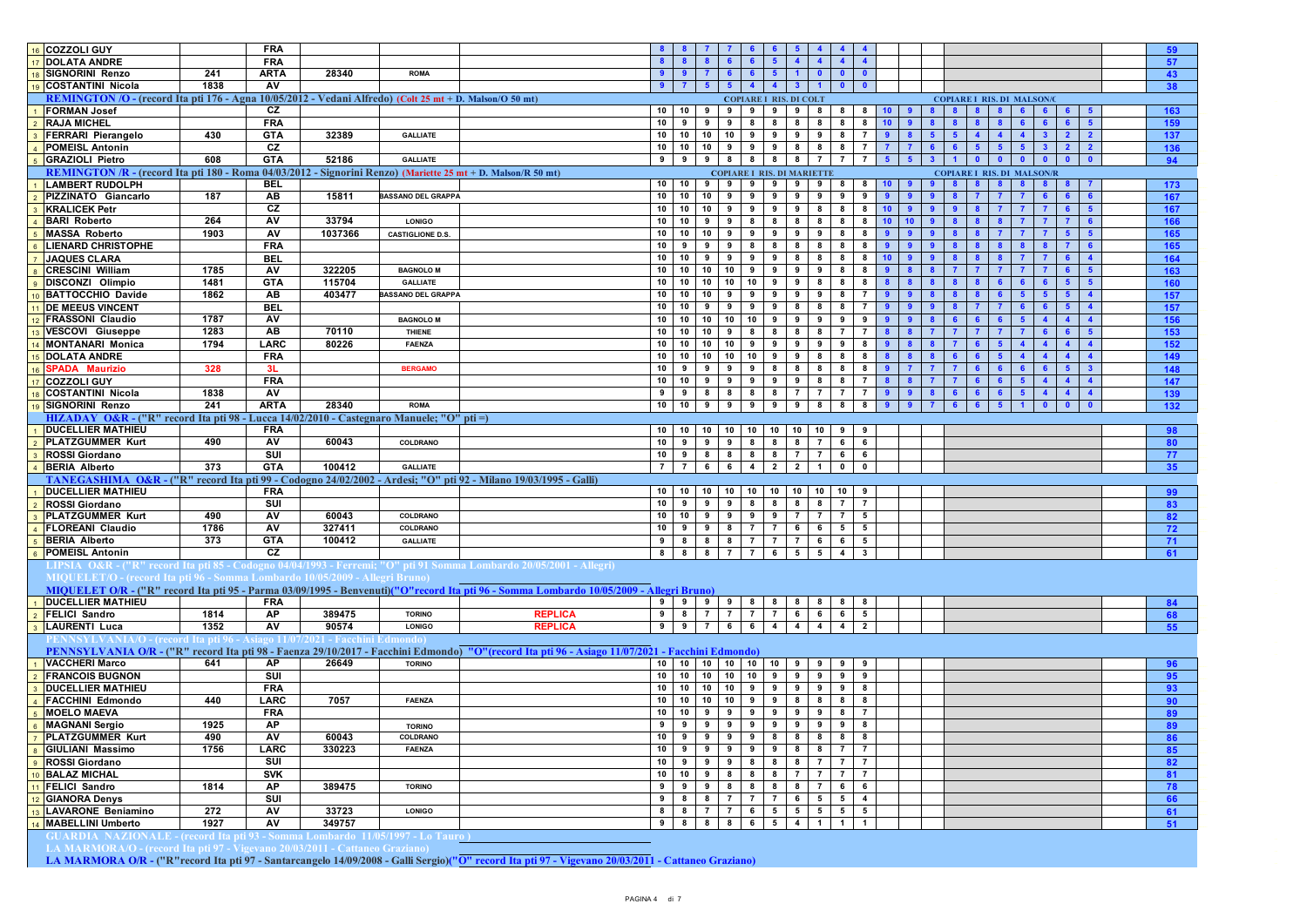| # | Nome | Tessera | Sez. | Lic. | Società | Note | | | | | | | | | | | | | | | | | | | | | Tot. |
|---|---|---|---|---|---|---|---|---|---|---|---|---|---|---|---|---|---|---|---|---|---|---|---|---|---|---|---|
| 16 | COZZOLI GUY | | FRA | | | | 8 | 8 | 7 | 7 | 6 | 6 | 5 | 4 | 4 | 4 | | | | | | | | | | | 59 |
| 17 | DOLATA ANDRE | | FRA | | | | 8 | 8 | 8 | 6 | 6 | 5 | 4 | 4 | 4 | 4 | | | | | | | | | | | 57 |
| 18 | SIGNORINI Renzo | 241 | ARTA | 28340 | ROMA | | 9 | 9 | 7 | 6 | 6 | 5 | 1 | 0 | 0 | 0 | | | | | | | | | | | 43 |
| 19 | COSTANTINI Nicola | 1838 | AV | | | | 9 | 7 | 5 | 5 | 4 | 4 | 3 | 1 | 0 | 0 | | | | | | | | | | | 38 |

## REMINGTON /O - (record Ita pti 176 - Agna 10/05/2012 - Vedani Alfredo) (Colt 25 mt + D. Malson/O 50 mt)

| # | Nome | Tessera | Sez. | Lic. | Società | Note | COPIARE I RIS. DI COLT | | | | | | | | | | COPIARE I RIS. DI MALSON/O | | | | | | | | | | Tot. |
|---|---|---|---|---|---|---|---|---|---|---|---|---|---|---|---|---|---|---|---|---|---|---|---|---|---|---|---|
| 1 | FORMAN Josef | | CZ | | | | 10 | 10 | 9 | 9 | 9 | 9 | 9 | 8 | 8 | 8 | 10 | 9 | 8 | 8 | 8 | 8 | 6 | 6 | 6 | 5 | 163 |
| 2 | RAJA MICHEL | | FRA | | | | 10 | 9 | 9 | 9 | 8 | 8 | 8 | 8 | 8 | 8 | 10 | 9 | 8 | 8 | 8 | 8 | 6 | 6 | 6 | 5 | 159 |
| 3 | FERRARI Pierangelo | 430 | GTA | 32389 | GALLIATE | | 10 | 10 | 10 | 10 | 9 | 9 | 9 | 9 | 8 | 7 | 9 | 8 | 5 | 5 | 4 | 4 | 4 | 3 | 2 | 2 | 137 |
| 4 | POMEISL Antonin | | CZ | | | | 10 | 10 | 10 | 9 | 9 | 9 | 8 | 8 | 8 | 7 | 7 | 7 | 6 | 6 | 5 | 5 | 5 | 3 | 2 | 2 | 136 |
| 5 | GRAZIOLI Pietro | 608 | GTA | 52186 | GALLIATE | | 9 | 9 | 9 | 8 | 8 | 8 | 8 | 7 | 7 | 7 | 5 | 5 | 3 | 1 | 0 | 0 | 0 | 0 | 0 | 0 | 94 |

## REMINGTON /R - (record Ita pti 180 - Roma 04/03/2012 - Signorini Renzo) (Mariette 25 mt + D. Malson/R 50 mt)

| # | Nome | Tessera | Sez. | Lic. | Società | Note | COPIARE I RIS. DI MARIETTE | | | | | | | | | | COPIARE I RIS. DI MALSON/R | | | | | | | | | | Tot. |
|---|---|---|---|---|---|---|---|---|---|---|---|---|---|---|---|---|---|---|---|---|---|---|---|---|---|---|---|
| 1 | LAMBERT RUDOLPH | | BEL | | | | 10 | 10 | 9 | 9 | 9 | 9 | 9 | 9 | 8 | 8 | 10 | 9 | 9 | 8 | 8 | 8 | 8 | 8 | 8 | 7 | 173 |
| 2 | PIZZINATO Giancarlo | 187 | AB | 15811 | BASSANO DEL GRAPPA | | 10 | 10 | 10 | 9 | 9 | 9 | 9 | 9 | 9 | 9 | 9 | 9 | 9 | 8 | 7 | 7 | 7 | 6 | 6 | 6 | 167 |
| 3 | KRALICEK Petr | | CZ | | | | 10 | 10 | 10 | 9 | 9 | 9 | 9 | 8 | 8 | 8 | 10 | 9 | 9 | 9 | 8 | 7 | 7 | 7 | 6 | 5 | 167 |
| 4 | BARI Roberto | 264 | AV | 33794 | LONIGO | | 10 | 10 | 9 | 9 | 8 | 8 | 8 | 8 | 8 | 8 | 10 | 10 | 9 | 8 | 8 | 8 | 7 | 7 | 7 | 6 | 166 |
| 5 | MASSA Roberto | 1903 | AV | 1037366 | CASTIGLIONE D.S. | | 10 | 10 | 10 | 9 | 9 | 9 | 9 | 9 | 8 | 8 | 9 | 9 | 9 | 8 | 8 | 7 | 7 | 7 | 5 | 5 | 165 |
| 6 | LIENARD CHRISTOPHE | | FRA | | | | 10 | 9 | 9 | 8 | 8 | 8 | 8 | 8 | 8 | 8 | 9 | 9 | 9 | 8 | 8 | 8 | 8 | 8 | 7 | 6 | 165 |
| 7 | JAQUES CLARA | | BEL | | | | 10 | 10 | 9 | 9 | 9 | 9 | 8 | 8 | 8 | 8 | 10 | 9 | 9 | 8 | 8 | 8 | 7 | 7 | 6 | 4 | 164 |
| 8 | CRESCINI William | 1785 | AV | 322205 | BAGNOLO M | | 10 | 10 | 10 | 10 | 9 | 9 | 9 | 9 | 8 | 8 | 9 | 8 | 8 | 7 | 7 | 7 | 7 | 7 | 6 | 5 | 163 |
| 9 | DISCONZI Olimpio | 1481 | GTA | 115704 | GALLIATE | | 10 | 10 | 10 | 10 | 10 | 9 | 9 | 8 | 8 | 8 | 8 | 8 | 8 | 8 | 8 | 6 | 6 | 6 | 5 | 5 | 160 |
| 10 | BATTOCCHIO Davide | 1862 | AB | 403477 | BASSANO DEL GRAPPA | | 10 | 10 | 10 | 9 | 9 | 9 | 9 | 9 | 8 | 7 | 9 | 9 | 8 | 8 | 8 | 6 | 5 | 5 | 5 | 4 | 157 |
| 11 | DE MEEUS VINCENT | | BEL | | | | 10 | 10 | 9 | 9 | 9 | 9 | 8 | 8 | 8 | 7 | 9 | 9 | 9 | 8 | 7 | 7 | 6 | 6 | 5 | 4 | 157 |
| 12 | FRASSONI Claudio | 1787 | AV | | BAGNOLO M | | 10 | 10 | 10 | 10 | 10 | 9 | 9 | 9 | 9 | 9 | 9 | 9 | 8 | 6 | 6 | 6 | 5 | 4 | 4 | 4 | 156 |
| 13 | VESCOVI Giuseppe | 1283 | AB | 70110 | THIENE | | 10 | 10 | 10 | 9 | 8 | 8 | 8 | 8 | 7 | 7 | 8 | 8 | 7 | 7 | 7 | 7 | 7 | 6 | 6 | 5 | 153 |
| 14 | MONTANARI Monica | 1794 | LARC | 80226 | FAENZA | | 10 | 10 | 10 | 10 | 9 | 9 | 9 | 9 | 9 | 8 | 9 | 8 | 8 | 7 | 6 | 5 | 4 | 4 | 4 | 4 | 152 |
| 15 | DOLATA ANDRE | | FRA | | | | 10 | 10 | 10 | 10 | 10 | 9 | 9 | 8 | 8 | 8 | 8 | 8 | 8 | 6 | 6 | 5 | 4 | 4 | 4 | 4 | 149 |
| 16 | SPADA Maurizio | 328 | 3L | | BERGAMO | | 10 | 9 | 9 | 9 | 8 | 8 | 8 | 8 | 8 | 8 | 9 | 7 | 7 | 7 | 6 | 6 | 6 | 6 | 5 | 3 | 148 |
| 17 | COZZOLI GUY | | FRA | | | | 10 | 10 | 9 | 9 | 9 | 9 | 9 | 8 | 8 | 7 | 8 | 8 | 7 | 7 | 6 | 6 | 5 | 4 | 4 | 4 | 147 |
| 18 | COSTANTINI Nicola | 1838 | AV | | | | 9 | 9 | 8 | 8 | 8 | 8 | 7 | 7 | 7 | 7 | 9 | 9 | 8 | 6 | 6 | 6 | 5 | 4 | 4 | 4 | 139 |
| 19 | SIGNORINI Renzo | 241 | ARTA | 28340 | ROMA | | 10 | 10 | 9 | 9 | 9 | 9 | 9 | 8 | 8 | 8 | 9 | 9 | 7 | 6 | 6 | 5 | 1 | 0 | 0 | 0 | 132 |

## HIZADAY O&R - ("R" record Ita pti 98 - Lucca 14/02/2010 - Castegnaro Manuele; "O" pti =)

| # | Nome | Tessera | Sez. | Lic. | Società | Note | | | | | | | | | | | Tot. |
|---|---|---|---|---|---|---|---|---|---|---|---|---|---|---|---|---|---|
| 1 | DUCELLIER MATHIEU | | FRA | | | | 10 | 10 | 10 | 10 | 10 | 10 | 10 | 10 | 9 | 9 | 98 |
| 2 | PLATZGUMMER Kurt | 490 | AV | 60043 | COLDRANO | | 10 | 9 | 9 | 9 | 8 | 8 | 8 | 7 | 6 | 6 | 80 |
| 3 | ROSSI Giordano | | SUI | | | | 10 | 9 | 8 | 8 | 8 | 8 | 7 | 7 | 6 | 6 | 77 |
| 4 | BERIA Alberto | 373 | GTA | 100412 | GALLIATE | | 7 | 7 | 6 | 6 | 4 | 2 | 2 | 1 | 0 | 0 | 35 |

## TANEGASHIMA O&R - ("R" record Ita pti 99 - Codogno 24/02/2002 - Ardesi; "O" pti 92 - Milano 19/03/1995 - Galli)

| # | Nome | Tessera | Sez. | Lic. | Società | Note | | | | | | | | | | | Tot. |
|---|---|---|---|---|---|---|---|---|---|---|---|---|---|---|---|---|---|
| 1 | DUCELLIER MATHIEU | | FRA | | | | 10 | 10 | 10 | 10 | 10 | 10 | 10 | 10 | 10 | 9 | 99 |
| 2 | ROSSI Giordano | | SUI | | | | 10 | 9 | 9 | 9 | 8 | 8 | 8 | 8 | 7 | 7 | 83 |
| 3 | PLATZGUMMER Kurt | 490 | AV | 60043 | COLDRANO | | 10 | 10 | 9 | 9 | 9 | 9 | 7 | 7 | 7 | 5 | 82 |
| 4 | FLOREANI Claudio | 1786 | AV | 327411 | COLDRANO | | 10 | 9 | 9 | 8 | 7 | 7 | 6 | 6 | 5 | 5 | 72 |
| 5 | BERIA Alberto | 373 | GTA | 100412 | GALLIATE | | 9 | 8 | 8 | 8 | 7 | 7 | 7 | 6 | 6 | 5 | 71 |
| 6 | POMEISL Antonin | | CZ | | | | 8 | 8 | 8 | 7 | 7 | 6 | 5 | 5 | 4 | 3 | 61 |

## LIPSIA O&R - ("R" record Ita pti 85 - Codogno 04/04/1993 - Ferremi; "O" pti 91 Somma Lombardo 20/05/2001 - Allegri)

## MIQUELET/O - (record Ita pti 96 - Somma Lombardo 10/05/2009 - Allegri Bruno)

## MIQUELET O/R - ("R" record Ita pti 95 - Parma 03/09/1995 - Benvenuti)("O"record Ita pti 96 - Somma Lombardo 10/05/2009 - Allegri Bruno)

| # | Nome | Tessera | Sez. | Lic. | Società | Note | | | | | | | | | | | Tot. |
|---|---|---|---|---|---|---|---|---|---|---|---|---|---|---|---|---|---|
| 1 | DUCELLIER MATHIEU | | FRA | | | | 9 | 9 | 9 | 9 | 8 | 8 | 8 | 8 | 8 | 8 | 84 |
| 2 | FELICI Sandro | 1814 | AP | 389475 | TORINO | REPLICA | 9 | 8 | 7 | 7 | 7 | 7 | 6 | 6 | 6 | 5 | 68 |
| 3 | LAURENTI Luca | 1352 | AV | 90574 | LONIGO | REPLICA | 9 | 9 | 7 | 6 | 6 | 4 | 4 | 4 | 4 | 2 | 55 |

## PENNSYLVANIA/O - (record Ita pti 96 - Asiago 11/07/2021 - Facchini Edmondo)

## PENNSYLVANIA O/R - ("R" record Ita pti 98 - Faenza 29/10/2017 - Facchini Edmondo) "O"(record Ita pti 96 - Asiago 11/07/2021 - Facchini Edmondo)

| # | Nome | Tessera | Sez. | Lic. | Società | Note | | | | | | | | | | | Tot. |
|---|---|---|---|---|---|---|---|---|---|---|---|---|---|---|---|---|---|
| 1 | VACCHERI Marco | 641 | AP | 26649 | TORINO | | 10 | 10 | 10 | 10 | 10 | 10 | 9 | 9 | 9 | 9 | 96 |
| 2 | FRANCOIS BUGNON | | SUI | | | | 10 | 10 | 10 | 10 | 10 | 9 | 9 | 9 | 9 | 9 | 95 |
| 3 | DUCELLIER MATHIEU | | FRA | | | | 10 | 10 | 10 | 10 | 9 | 9 | 9 | 9 | 9 | 8 | 93 |
| 4 | FACCHINI Edmondo | 440 | LARC | 7057 | FAENZA | | 10 | 10 | 10 | 10 | 9 | 9 | 8 | 8 | 8 | 8 | 90 |
| 5 | MOELO MAEVA | | FRA | | | | 10 | 10 | 9 | 9 | 9 | 9 | 9 | 9 | 8 | 7 | 89 |
| 6 | MAGNANI Sergio | 1925 | AP | | TORINO | | 9 | 9 | 9 | 9 | 9 | 9 | 9 | 9 | 9 | 8 | 89 |
| 7 | PLATZGUMMER Kurt | 490 | AV | 60043 | COLDRANO | | 10 | 9 | 9 | 9 | 9 | 8 | 8 | 8 | 8 | 8 | 86 |
| 8 | GIULIANI Massimo | 1756 | LARC | 330223 | FAENZA | | 10 | 9 | 9 | 9 | 9 | 9 | 8 | 8 | 7 | 7 | 85 |
| 9 | ROSSI Giordano | | SUI | | | | 10 | 9 | 9 | 9 | 8 | 8 | 8 | 7 | 7 | 7 | 82 |
| 10 | BALAZ MICHAL | | SVK | | | | 10 | 10 | 9 | 8 | 8 | 8 | 7 | 7 | 7 | 7 | 81 |
| 11 | FELICI Sandro | 1814 | AP | 389475 | TORINO | | 9 | 9 | 9 | 8 | 8 | 8 | 8 | 7 | 6 | 6 | 78 |
| 12 | GIANORA Denys | | SUI | | | | 9 | 8 | 8 | 7 | 7 | 7 | 6 | 5 | 5 | 4 | 66 |
| 13 | LAVARONE Beniamino | 272 | AV | 33723 | LONIGO | | 8 | 8 | 7 | 7 | 6 | 5 | 5 | 5 | 5 | 5 | 61 |
| 14 | MABELLINI Umberto | 1927 | AV | 349757 | | | 9 | 8 | 8 | 8 | 6 | 5 | 4 | 1 | 1 | 1 | 51 |

## GUARDIA NAZIONALE - (record Ita pti 93 - Somma Lombardo 11/05/1997 - Lo Tauro)

## LA MARMORA/O - (record Ita pti 97 - Vigevano 20/03/2011 - Cattaneo Graziano)

## LA MARMORA O/R - ("R"record Ita pti 97 - Santarcangelo 14/09/2008 - Galli Sergio)("O" record Ita pti 97 - Vigevano 20/03/2011 - Cattaneo Graziano)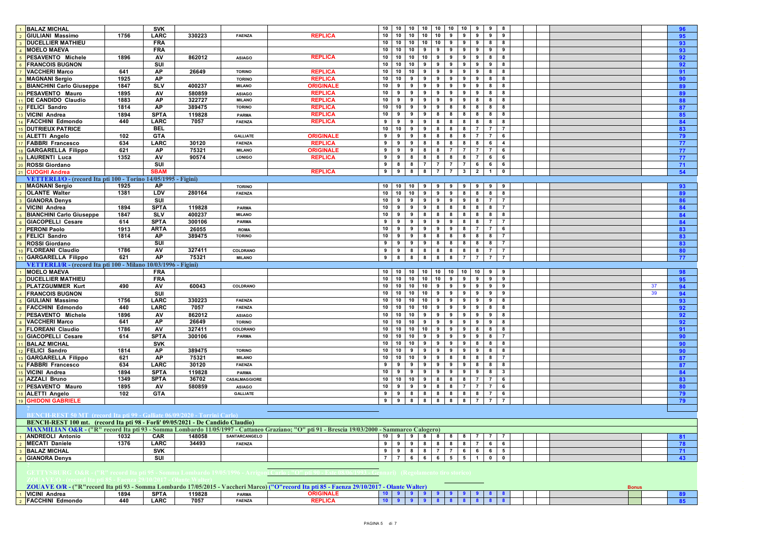| # | Nome | Tessera | Sez. | Arma | Città | Tipo | | | | | | | | | | | | | | | | Bonus | Tot. |
|---|---|---|---|---|---|---|---|---|---|---|---|---|---|---|---|---|---|---|---|---|---|---|---|
| 1 | BALAZ MICHAL | | SVK | | | | 10 | 10 | 10 | 10 | 10 | 10 | 10 | 9 | 9 | 8 | | | | | | | 96 |
| 2 | GIULIANI Massimo | 1756 | LARC | 330223 | FAENZA | REPLICA | 10 | 10 | 10 | 10 | 10 | 9 | 9 | 9 | 9 | 9 | | | | | | | 95 |
| 3 | DUCELLIER MATHIEU | | FRA | | | | 10 | 10 | 10 | 10 | 10 | 9 | 9 | 9 | 8 | 8 | | | | | | | 93 |
| 4 | MOELO MAEVA | | FRA | | | | 10 | 10 | 10 | 9 | 9 | 9 | 9 | 9 | 9 | 9 | | | | | | | 93 |
| 5 | PESAVENTO Michele | 1896 | AV | 862012 | ASIAGO | REPLICA | 10 | 10 | 10 | 10 | 9 | 9 | 9 | 9 | 8 | 8 | | | | | | | 92 |
| 6 | FRANCOIS BUGNON | | SUI | | | | 10 | 10 | 10 | 9 | 9 | 9 | 9 | 9 | 9 | 8 | | | | | | | 92 |
| 7 | VACCHERI Marco | 641 | AP | 26649 | TORINO | REPLICA | 10 | 10 | 10 | 9 | 9 | 9 | 9 | 9 | 8 | 8 | | | | | | | 91 |
| 8 | MAGNANI Sergio | 1925 | AP | | TORINO | REPLICA | 10 | 10 | 9 | 9 | 9 | 9 | 9 | 9 | 8 | 8 | | | | | | | 90 |
| 9 | BIANCHINI Carlo Giuseppe | 1847 | SLV | 400237 | MILANO | ORIGINALE | 10 | 9 | 9 | 9 | 9 | 9 | 9 | 9 | 8 | 8 | | | | | | | 89 |
| 10 | PESAVENTO Mauro | 1895 | AV | 580859 | ASIAGO | REPLICA | 10 | 9 | 9 | 9 | 9 | 9 | 9 | 9 | 8 | 8 | | | | | | | 89 |
| 11 | DE CANDIDO Claudio | 1883 | AP | 322727 | MILANO | REPLICA | 10 | 9 | 9 | 9 | 9 | 9 | 9 | 8 | 8 | 8 | | | | | | | 88 |
| 12 | FELICI Sandro | 1814 | AP | 389475 | TORINO | REPLICA | 10 | 10 | 9 | 9 | 9 | 8 | 8 | 8 | 8 | 8 | | | | | | | 87 |
| 13 | VICINI Andrea | 1894 | SPTA | 119828 | PARMA | REPLICA | 10 | 9 | 9 | 9 | 8 | 8 | 8 | 8 | 8 | 8 | | | | | | | 85 |
| 14 | FACCHINI Edmondo | 440 | LARC | 7057 | FAENZA | REPLICA | 9 | 9 | 9 | 9 | 8 | 8 | 8 | 8 | 8 | 8 | | | | | | | 84 |
| 15 | DUTRIEUX PATRICE | | BEL | | | | 10 | 10 | 9 | 9 | 8 | 8 | 8 | 7 | 7 | 7 | | | | | | | 83 |
| 16 | ALETTI Angelo | 102 | GTA | | GALLIATE | ORIGINALE | 9 | 9 | 9 | 8 | 8 | 8 | 8 | 7 | 7 | 6 | | | | | | | 79 |
| 17 | FABBRI Francesco | 634 | LARC | 30120 | FAENZA | REPLICA | 9 | 9 | 9 | 8 | 8 | 8 | 8 | 8 | 6 | 4 | | | | | | | 77 |
| 18 | GARGARELLA Filippo | 621 | AP | 75321 | MILANO | ORIGINALE | 9 | 9 | 9 | 8 | 8 | 7 | 7 | 7 | 7 | 6 | | | | | | | 77 |
| 19 | LAURENTI Luca | 1352 | AV | 90574 | LONIGO | REPLICA | 9 | 9 | 8 | 8 | 8 | 8 | 8 | 7 | 6 | 6 | | | | | | | 77 |
| 20 | ROSSI Giordano | | SUI | | | | 9 | 8 | 8 | 7 | 7 | 7 | 7 | 6 | 6 | 6 | | | | | | | 71 |
| 21 | CUOGHI Andrea | | SBAM | | | REPLICA | 9 | 9 | 8 | 8 | 7 | 7 | 3 | 2 | 1 | 0 | | | | | | | 54 |
| | **VETTERLI/O - (record Ita pti 100 - Torino 14/05/1995 - Figini)** | | | | | | | | | | | | | | | | | | | | | | |
| 1 | MAGNANI Sergio | 1925 | AP | | TORINO | | 10 | 10 | 10 | 9 | 9 | 9 | 9 | 9 | 9 | 9 | | | | | | | 93 |
| 2 | OLANTE Walter | 1381 | LDV | 280164 | FAENZA | | 10 | 10 | 10 | 9 | 9 | 9 | 8 | 8 | 8 | 8 | | | | | | | 89 |
| 3 | GIANORA Denys | | SUI | | | | 10 | 9 | 9 | 9 | 9 | 9 | 9 | 8 | 7 | 7 | | | | | | | 86 |
| 4 | VICINI Andrea | 1894 | SPTA | 119828 | PARMA | | 10 | 9 | 9 | 9 | 8 | 8 | 8 | 8 | 8 | 7 | | | | | | | 84 |
| 5 | BIANCHINI Carlo Giuseppe | 1847 | SLV | 400237 | MILANO | | 10 | 9 | 9 | 8 | 8 | 8 | 8 | 8 | 8 | 8 | | | | | | | 84 |
| 6 | GIACOPELLI Cesare | 614 | SPTA | 300106 | PARMA | | 9 | 9 | 9 | 9 | 9 | 9 | 8 | 8 | 7 | 7 | | | | | | | 84 |
| 7 | PERONI Paolo | 1913 | ARTA | 26055 | ROMA | | 10 | 9 | 9 | 9 | 9 | 9 | 8 | 7 | 7 | 6 | | | | | | | 83 |
| 8 | FELICI Sandro | 1814 | AP | 389475 | TORINO | | 10 | 9 | 9 | 8 | 8 | 8 | 8 | 8 | 8 | 7 | | | | | | | 83 |
| 9 | ROSSI Giordano | | SUI | | | | 9 | 9 | 9 | 9 | 8 | 8 | 8 | 8 | 8 | 7 | | | | | | | 83 |
| 10 | FLOREANI Claudio | 1786 | AV | 327411 | COLDRANO | | 9 | 9 | 8 | 8 | 8 | 8 | 8 | 8 | 7 | 7 | | | | | | | 80 |
| 11 | GARGARELLA Filippo | 621 | AP | 75321 | MILANO | | 9 | 8 | 8 | 8 | 8 | 8 | 7 | 7 | 7 | 7 | | | | | | | 77 |
| | **VETTERLI/R - (record Ita pti 100 - Milano 10/03/1996 - Figini)** | | | | | | | | | | | | | | | | | | | | | | |
| 1 | MOELO MAEVA | | FRA | | | | 10 | 10 | 10 | 10 | 10 | 10 | 10 | 10 | 9 | 9 | | | | | | | 98 |
| 2 | DUCELLIER MATHIEU | | FRA | | | | 10 | 10 | 10 | 10 | 10 | 9 | 9 | 9 | 9 | 9 | | | | | | | 95 |
| 3 | PLATZGUMMER Kurt | 490 | AV | 60043 | COLDRANO | | 10 | 10 | 10 | 10 | 9 | 9 | 9 | 9 | 9 | 9 | | | | | | 37 | 94 |
| 4 | FRANCOIS BUGNON | | SUI | | | | 10 | 10 | 10 | 10 | 9 | 9 | 9 | 9 | 9 | 9 | | | | | | 39 | 94 |
| 5 | GIULIANI Massimo | 1756 | LARC | 330223 | FAENZA | | 10 | 10 | 10 | 10 | 9 | 9 | 9 | 9 | 9 | 8 | | | | | | | 93 |
| 6 | FACCHINI Edmondo | 440 | LARC | 7057 | FAENZA | | 10 | 10 | 10 | 10 | 9 | 9 | 9 | 9 | 8 | 8 | | | | | | | 92 |
| 7 | PESAVENTO Michele | 1896 | AV | 862012 | ASIAGO | | 10 | 10 | 10 | 9 | 9 | 9 | 9 | 9 | 9 | 8 | | | | | | | 92 |
| 8 | VACCHERI Marco | 641 | AP | 26649 | TORINO | | 10 | 10 | 10 | 9 | 9 | 9 | 9 | 9 | 9 | 8 | | | | | | | 92 |
| 9 | FLOREANI Claudio | 1786 | AV | 327411 | COLDRANO | | 10 | 10 | 10 | 10 | 9 | 9 | 9 | 8 | 8 | 8 | | | | | | | 91 |
| 10 | GIACOPELLI Cesare | 614 | SPTA | 300106 | PARMA | | 10 | 10 | 10 | 9 | 9 | 9 | 9 | 9 | 8 | 7 | | | | | | | 90 |
| 11 | BALAZ MICHAL | | SVK | | | | 10 | 10 | 10 | 9 | 9 | 9 | 9 | 8 | 8 | 8 | | | | | | | 90 |
| 12 | FELICI Sandro | 1814 | AP | 389475 | TORINO | | 10 | 10 | 9 | 9 | 9 | 9 | 9 | 9 | 8 | 8 | | | | | | | 90 |
| 13 | GARGARELLA Filippo | 621 | AP | 75321 | MILANO | | 10 | 10 | 10 | 9 | 9 | 8 | 8 | 8 | 8 | 7 | | | | | | | 87 |
| 14 | FABBRI Francesco | 634 | LARC | 30120 | FAENZA | | 9 | 9 | 9 | 9 | 9 | 9 | 9 | 8 | 8 | 8 | | | | | | | 87 |
| 15 | VICINI Andrea | 1894 | SPTA | 119828 | PARMA | | 10 | 9 | 9 | 9 | 9 | 9 | 9 | 9 | 8 | 3 | | | | | | | 84 |
| 16 | AZZALI Bruno | 1349 | SPTA | 36702 | CASALMAGGIORE | | 10 | 10 | 10 | 9 | 8 | 8 | 8 | 7 | 7 | 6 | | | | | | | 83 |
| 17 | PESAVENTO Mauro | 1895 | AV | 580859 | ASIAGO | | 10 | 9 | 9 | 9 | 8 | 8 | 7 | 7 | 7 | 6 | | | | | | | 80 |
| 18 | ALETTI Angelo | 102 | GTA | | GALLIATE | | 9 | 9 | 8 | 8 | 8 | 8 | 8 | 8 | 7 | 6 | | | | | | | 79 |
| 19 | GHIDONI GABRIELE | | | | | | 9 | 9 | 8 | 8 | 8 | 8 | 8 | 7 | 7 | 7 | | | | | | | 79 |
| | **BENCH-REST 50 MT (record Ita pti 99 - Galliate 06/09/2020 - Torrini Carlo)** | | | | | | | | | | | | | | | | | | | | | | |
| | **BENCH-REST 100 mt. (record Ita pti 98 - Forli' 09/05/2021 - De Candido Claudio)** | | | | | | | | | | | | | | | | | | | | | | |
| | **MAXMILIAN O&R - ("R" record Ita pti 93 - Somma Lombardo 11/05/1997 - Cattaneo Graziano; "O" pti 91 - Brescia 19/03/2000 - Sammarco Calogero)** | | | | | | | | | | | | | | | | | | | | | | |
| 1 | ANDREOLI Antonio | 1032 | CAR | 148058 | SANTARCANGELO | | 10 | 9 | 9 | 8 | 8 | 8 | 8 | 7 | 7 | 7 | | | | | | | 81 |
| 2 | MECATI Daniele | 1376 | LARC | 34493 | FAENZA | | 9 | 9 | 9 | 8 | 8 | 8 | 8 | 7 | 6 | 6 | | | | | | | 78 |
| 3 | BALAZ MICHAL | | SVK | | | | 9 | 9 | 8 | 8 | 7 | 7 | 6 | 6 | 6 | 5 | | | | | | | 71 |
| 4 | GIANORA Denys | | SUI | | | | 7 | 7 | 6 | 6 | 6 | 5 | 5 | 1 | 0 | 0 | | | | | | | 43 |
| | **GETTYSBURG O&R - ("R" record Ita pti 95 - Somma Lombardo 19/05/1996 - Arrigoni Carlo ; "O" pti 90 - Este 08/06/1993 - Gennari) (Regolamento tiro storico)** | | | | | | | | | | | | | | | | | | | | | | |
| | **ZOUAVE/O - (record Ita pti 85 - Faenza 29/10/2017 - Olante Walter)** | | | | | | | | | | | | | | | | | | | | | | |
| | **ZOUAVE O/R - ("R"record Ita pti 93 - Somma Lombardo 17/05/2015 - Vaccheri Marco) ("O"record Ita pti 85 - Faenza 29/10/2017 - Olante Walter)** | | | | | | | | | | | | | | | | | | | | | Bonus | |
| 1 | VICINI Andrea | 1894 | SPTA | 119828 | PARMA | ORIGINALE | 10 | 9 | 9 | 9 | 9 | 9 | 9 | 9 | 8 | 8 | | | | | | | 89 |
| 2 | FACCHINI Edmondo | 440 | LARC | 7057 | FAENZA | REPLICA | 10 | 9 | 9 | 9 | 8 | 8 | 8 | 8 | 8 | 8 | | | | | | | 85 |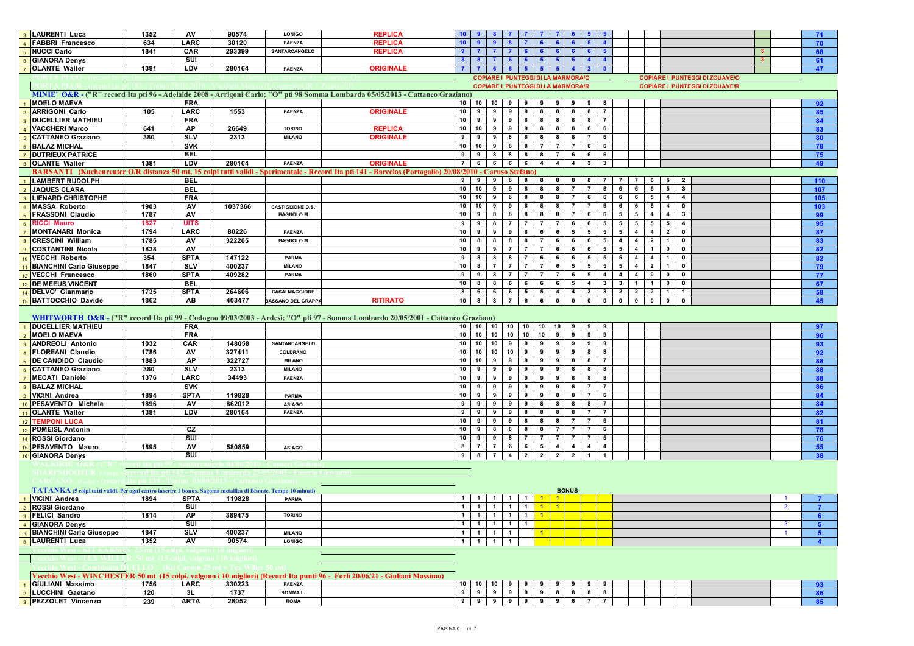| # | Nome | Tessera | Sez. | Matricola | Città | Arma | 1 | 2 | 3 | 4 | 5 | 6 | 7 | 8 | 9 | 10 | Bonus | Totale |
|---|---|---|---|---|---|---|---|---|---|---|---|---|---|---|---|---|---|---|
| 3 | LAURENTI Luca | 1352 | AV | 90574 | LONIGO | REPLICA | 10 | 9 | 8 | 7 | 7 | 7 | 7 | 6 | 5 | 5 | | 71 |
| 4 | FABBRI Francesco | 634 | LARC | 30120 | FAENZA | REPLICA | 10 | 9 | 9 | 8 | 7 | 6 | 6 | 6 | 5 | 4 | | 70 |
| 5 | NUCCI Carlo | 1841 | CAR | 293399 | SANTARCANGELO | REPLICA | 9 | 7 | 7 | 7 | 6 | 6 | 6 | 6 | 6 | 5 | 3 | 68 |
| 6 | GIANORA Denys | | SUI | | | | 8 | 8 | 7 | 6 | 6 | 5 | 5 | 5 | 4 | 4 | 3 | 61 |
| 7 | OLANTE Walter | 1381 | LDV | 280164 | FAENZA | ORIGINALE | 7 | 7 | 6 | 6 | 5 | 5 | 5 | 4 | 2 | 0 | | 47 |

COPIARE I PUNTEGGI DI LA MARMORA/O — COPIARE I PUNTEGGI DI ZOUAVE/O

COPIARE I PUNTEGGI DI LA MARMORA/R — COPIARE I PUNTEGGI DI ZOUAVE/R

## MINIE' O&R - ("R" record Ita pti 96 - Adelaide 2008 - Arrigoni Carlo; "O" pti 98 Somma Lombarda 05/05/2013 - Cattaneo Graziano)

| # | Nome | Tessera | Sez. | Matricola | Città | Arma | 1 | 2 | 3 | 4 | 5 | 6 | 7 | 8 | 9 | 10 | Totale |
|---|---|---|---|---|---|---|---|---|---|---|---|---|---|---|---|---|---|
| 1 | MOELO MAEVA | | FRA | | | | 10 | 10 | 10 | 9 | 9 | 9 | 9 | 9 | 9 | 8 | 92 |
| 2 | ARRIGONI Carlo | 105 | LARC | 1553 | FAENZA | ORIGINALE | 10 | 9 | 9 | 9 | 9 | 8 | 8 | 8 | 8 | 7 | 85 |
| 3 | DUCELLIER MATHIEU | | FRA | | | | 10 | 9 | 9 | 9 | 8 | 8 | 8 | 8 | 8 | 7 | 84 |
| 4 | VACCHERI Marco | 641 | AP | 26649 | TORINO | REPLICA | 10 | 10 | 9 | 9 | 9 | 8 | 8 | 8 | 6 | 6 | 83 |
| 5 | CATTANEO Graziano | 380 | SLV | 2313 | MILANO | ORIGINALE | 9 | 9 | 9 | 8 | 8 | 8 | 8 | 8 | 7 | 6 | 80 |
| 6 | BALAZ MICHAL | | SVK | | | | 10 | 10 | 9 | 8 | 8 | 7 | 7 | 7 | 6 | 6 | 78 |
| 7 | DUTRIEUX PATRICE | | BEL | | | | 9 | 9 | 8 | 8 | 8 | 8 | 7 | 6 | 6 | 6 | 75 |
| 8 | OLANTE Walter | 1381 | LDV | 280164 | FAENZA | ORIGINALE | 7 | 6 | 6 | 6 | 6 | 4 | 4 | 4 | 3 | 3 | 49 |

## BARSANTI (Kuchenreuter O/R distanza 50 mt, 15 colpi tutti validi - Sperimentale - Record Ita pti 141 - Barcelos (Portogallo) 20/08/2010 - Caruso Stefano)

| # | Nome | Tessera | Sez. | Matricola | Città | Note | 1 | 2 | 3 | 4 | 5 | 6 | 7 | 8 | 9 | 10 | 11 | 12 | 13 | 14 | 15 | Totale |
|---|---|---|---|---|---|---|---|---|---|---|---|---|---|---|---|---|---|---|---|---|---|---|
| 1 | LAMBERT RUDOLPH | | BEL | | | | 9 | 9 | 9 | 8 | 8 | 8 | 8 | 8 | 8 | 7 | 7 | 7 | 6 | 6 | 2 | 110 |
| 2 | JAQUES CLARA | | BEL | | | | 10 | 10 | 9 | 9 | 8 | 8 | 8 | 7 | 7 | 6 | 6 | 6 | 5 | 5 | 3 | 107 |
| 3 | LIENARD CHRISTOPHE | | FRA | | | | 10 | 10 | 9 | 8 | 8 | 8 | 8 | 7 | 6 | 6 | 6 | 6 | 5 | 4 | 4 | 105 |
| 4 | MASSA Roberto | 1903 | AV | 1037366 | CASTIGLIONE D.S. | | 10 | 10 | 9 | 9 | 8 | 8 | 8 | 7 | 7 | 6 | 6 | 6 | 5 | 4 | 0 | 103 |
| 5 | FRASSONI Claudio | 1787 | AV | | BAGNOLO M | | 10 | 9 | 8 | 8 | 8 | 8 | 8 | 7 | 6 | 6 | 5 | 5 | 4 | 4 | 3 | 99 |
| 6 | RICCI Mauro | 1827 | UITS | | | | 9 | 9 | 8 | 7 | 7 | 7 | 7 | 6 | 6 | 5 | 5 | 5 | 5 | 5 | 4 | 95 |
| 7 | MONTANARI Monica | 1794 | LARC | 80226 | FAENZA | | 10 | 9 | 9 | 9 | 8 | 6 | 6 | 5 | 5 | 5 | 5 | 4 | 4 | 2 | 0 | 87 |
| 8 | CRESCINI William | 1785 | AV | 322205 | BAGNOLO M | | 10 | 8 | 8 | 8 | 8 | 7 | 6 | 6 | 6 | 5 | 4 | 4 | 2 | 1 | 0 | 83 |
| 9 | COSTANTINI Nicola | 1838 | AV | | | | 10 | 9 | 9 | 7 | 7 | 7 | 6 | 6 | 6 | 5 | 5 | 4 | 1 | 0 | 0 | 82 |
| 10 | VECCHI Roberto | 354 | SPTA | 147122 | PARMA | | 9 | 8 | 8 | 8 | 7 | 6 | 6 | 6 | 5 | 5 | 5 | 4 | 4 | 1 | 0 | 82 |
| 11 | BIANCHINI Carlo Giuseppe | 1847 | SLV | 400237 | MILANO | | 10 | 8 | 7 | 7 | 7 | 7 | 6 | 5 | 5 | 5 | 5 | 4 | 2 | 1 | 0 | 79 |
| 12 | VECCHI Francesco | 1860 | SPTA | 409282 | PARMA | | 9 | 9 | 8 | 7 | 7 | 7 | 7 | 6 | 5 | 4 | 4 | 4 | 0 | 0 | 0 | 77 |
| 13 | DE MEEUS VINCENT | | BEL | | | | 10 | 8 | 8 | 6 | 6 | 6 | 6 | 5 | 4 | 3 | 3 | 1 | 1 | 0 | 0 | 67 |
| 14 | DELVO' Gianmario | 1735 | SPTA | 246606 | CASALMAGGIORE | | 8 | 6 | 6 | 6 | 5 | 5 | 4 | 4 | 3 | 3 | 2 | 2 | 2 | 1 | 1 | 58 |
| 15 | BATTOCCHIO Davide | 1862 | AB | 403477 | BASSANO DEL GRAPPA | RITIRATO | 10 | 8 | 8 | 7 | 6 | 6 | 0 | 0 | 0 | 0 | 0 | 0 | 0 | 0 | 0 | 45 |

## WHITWORTH O&R - ("R" record Ita pti 99 - Codogno 09/03/2003 - Ardesi; "O" pti 97 - Somma Lombardo 20/05/2001 - Cattaneo Graziano)

| # | Nome | Tessera | Sez. | Matricola | Città | 1 | 2 | 3 | 4 | 5 | 6 | 7 | 8 | 9 | 10 | Totale |
|---|---|---|---|---|---|---|---|---|---|---|---|---|---|---|---|---|
| 1 | DUCELLIER MATHIEU | | FRA | | | 10 | 10 | 10 | 10 | 10 | 10 | 10 | 9 | 9 | 9 | 97 |
| 2 | MOELO MAEVA | | FRA | | | 10 | 10 | 10 | 10 | 10 | 10 | 9 | 9 | 9 | 9 | 96 |
| 3 | ANDREOLI Antonio | 1032 | CAR | 148058 | SANTARCANGELO | 10 | 10 | 10 | 9 | 9 | 9 | 9 | 9 | 9 | 9 | 93 |
| 4 | FLOREANI Claudio | 1786 | AV | 327411 | COLDRANO | 10 | 10 | 10 | 10 | 9 | 9 | 9 | 9 | 8 | 8 | 92 |
| 5 | DE CANDIDO Claudio | 1883 | AP | 322727 | MILANO | 10 | 10 | 9 | 9 | 9 | 9 | 9 | 8 | 8 | 7 | 88 |
| 6 | CATTANEO Graziano | 380 | SLV | 2313 | MILANO | 10 | 9 | 9 | 9 | 9 | 9 | 9 | 8 | 8 | 8 | 88 |
| 7 | MECATI Daniele | 1376 | LARC | 34493 | FAENZA | 10 | 9 | 9 | 9 | 9 | 9 | 9 | 8 | 8 | 8 | 88 |
| 8 | BALAZ MICHAL | | SVK | | | 10 | 9 | 9 | 9 | 9 | 9 | 9 | 8 | 7 | 7 | 86 |
| 9 | VICINI Andrea | 1894 | SPTA | 119828 | PARMA | 10 | 9 | 9 | 9 | 9 | 9 | 8 | 8 | 7 | 6 | 84 |
| 10 | PESAVENTO Michele | 1896 | AV | 862012 | ASIAGO | 9 | 9 | 9 | 9 | 9 | 8 | 8 | 8 | 8 | 7 | 84 |
| 11 | OLANTE Walter | 1381 | LDV | 280164 | FAENZA | 9 | 9 | 9 | 9 | 8 | 8 | 8 | 8 | 7 | 7 | 82 |
| 12 | TEMPONI LUCA | | | | | 10 | 9 | 9 | 9 | 8 | 8 | 8 | 7 | 7 | 6 | 81 |
| 13 | POMEISL Antonin | | CZ | | | 10 | 9 | 8 | 8 | 8 | 8 | 7 | 7 | 7 | 6 | 78 |
| 14 | ROSSI Giordano | | SUI | | | 10 | 9 | 9 | 8 | 7 | 7 | 7 | 7 | 7 | 5 | 76 |
| 15 | PESAVENTO Mauro | 1895 | AV | 580859 | ASIAGO | 8 | 7 | 7 | 6 | 6 | 5 | 4 | 4 | 4 | 4 | 55 |
| 16 | GIANORA Denys | | SUI | | | 9 | 8 | 7 | 4 | 2 | 2 | 2 | 2 | 1 | 1 | 38 |

WALKIRIE O&R - ("R" record Ita pti 99 - Santarcangelo 04/06/2010 - Casucci Giuliano)

SHARPSHOOTER (15 colpi) - (record Ita pti 133 - Somma Lombardo 25/05/2003 - Fiocchi Giovanni)

CARCANO (15 colpi) - (record Ita pti 139 - Torino 03/09/2013 - Cattaneo Graziano)

## TATANKA (5 colpi tutti validi. Per ogni centro inserire 1 bonus. Sagoma metallica di Bisonte. Tempo 10 minuti)

| # | Nome | Tessera | Sez. | Matricola | Città | 1 | 2 | 3 | 4 | 5 | BONUS | | | | | | Totale |
|---|---|---|---|---|---|---|---|---|---|---|---|---|---|---|---|---|---|
| 1 | VICINI Andrea | 1894 | SPTA | 119828 | PARMA | 1 | 1 | 1 | 1 | 1 | 1 | 1 | | | | 1 | 7 |
| 2 | ROSSI Giordano | | SUI | | | 1 | 1 | 1 | 1 | 1 | 1 | 1 | | | | 2 | 7 |
| 3 | FELICI Sandro | 1814 | AP | 389475 | TORINO | 1 | 1 | 1 | 1 | 1 | 1 | | | | | | 6 |
| 4 | GIANORA Denys | | SUI | | | 1 | 1 | 1 | 1 | 1 | | | | | | 2 | 5 |
| 5 | BIANCHINI Carlo Giuseppe | 1847 | SLV | 400237 | MILANO | 1 | 1 | 1 | 1 | | 1 | | | | | 1 | 5 |
| 6 | LAURENTI Luca | 1352 | AV | 90574 | LONIGO | 1 | 1 | 1 | 1 | | | | | | | | 4 |

Vecchio West - KIT CARSON 25 mt (15 colpi, valgono i 10 migliori)

Vecchio West - TEX WILLER 50 mt (15 colpi, valgono i 10 migliori)

Vecchio West - Combinata DUELLO (Kit Carson 25 mt + Tex Willer 50 mt)

## Vecchio West - WINCHESTER 50 mt (15 colpi, valgono i 10 migliori) (Record Ita punti 96 - Forlì 20/06/21 - Giuliani Massimo)

| # | Nome | Tessera | Sez. | Matricola | Città | 1 | 2 | 3 | 4 | 5 | 6 | 7 | 8 | 9 | 10 | Totale |
|---|---|---|---|---|---|---|---|---|---|---|---|---|---|---|---|---|
| 1 | GIULIANI Massimo | 1756 | LARC | 330223 | FAENZA | 10 | 10 | 10 | 9 | 9 | 9 | 9 | 9 | 9 | 9 | 93 |
| 2 | LUCCHINI Gaetano | 120 | 3L | 1737 | SOMMA L. | 9 | 9 | 9 | 9 | 9 | 9 | 8 | 8 | 8 | 8 | 86 |
| 3 | PEZZOLET Vincenzo | 239 | ARTA | 28052 | ROMA | 9 | 9 | 9 | 9 | 9 | 9 | 9 | 8 | 7 | 7 | 85 |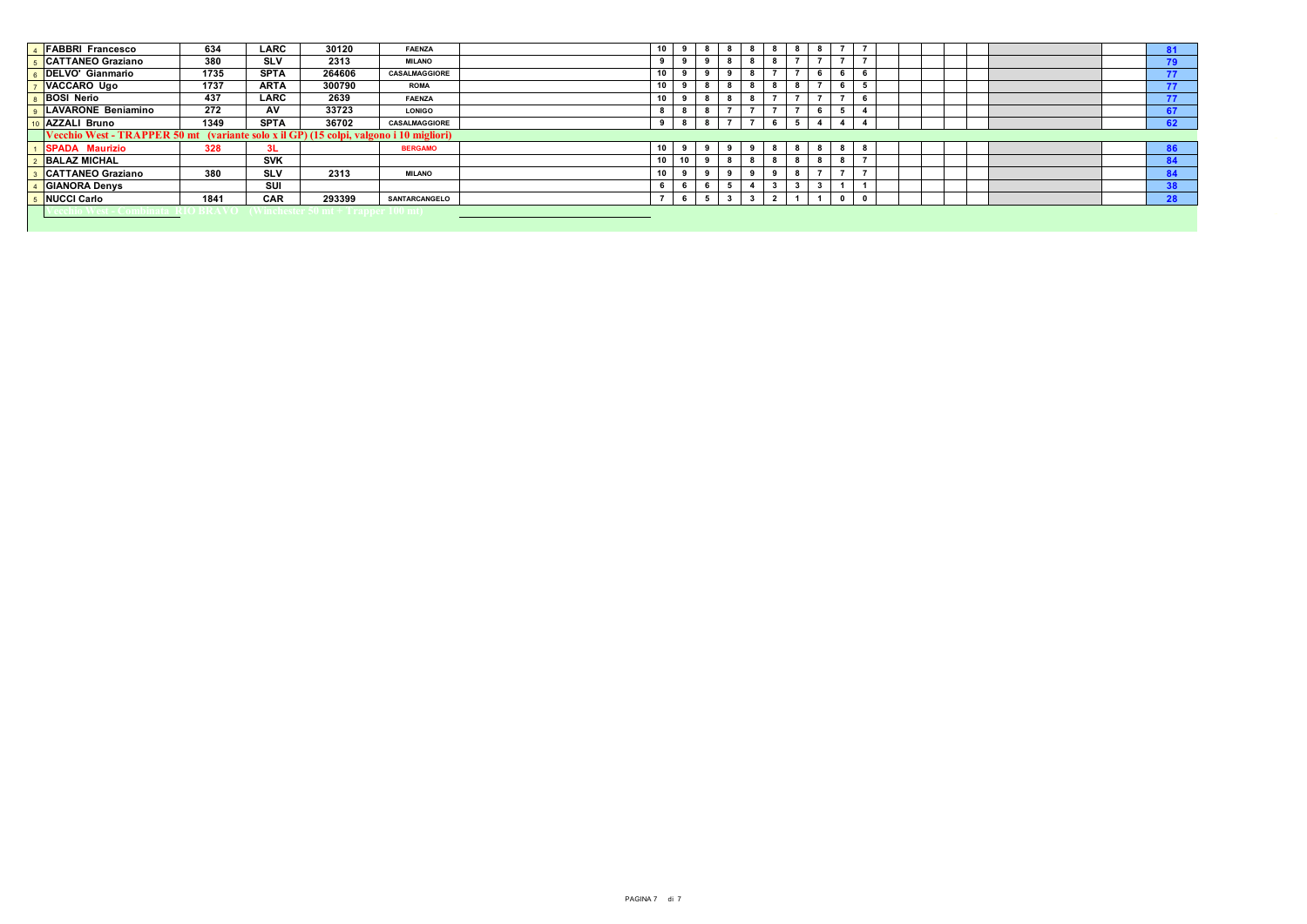| | | | | | | | | | | | | | | | | |
|---|---|---|---|---|---|---|---|---|---|---|---|---|---|---|---|---|
| 4 | **FABBRI Francesco** | 634 | LARC | 30120 | FAENZA | 10 | 9 | 8 | 8 | 8 | 8 | 8 | 8 | 7 | 7 | 81 |
| 5 | **CATTANEO Graziano** | 380 | SLV | 2313 | MILANO | 9 | 9 | 9 | 8 | 8 | 8 | 7 | 7 | 7 | 7 | 79 |
| 6 | **DELVO' Gianmario** | 1735 | SPTA | 264606 | CASALMAGGIORE | 10 | 9 | 9 | 9 | 8 | 7 | 7 | 6 | 6 | 6 | 77 |
| 7 | **VACCARO Ugo** | 1737 | ARTA | 300790 | ROMA | 10 | 9 | 8 | 8 | 8 | 8 | 8 | 7 | 6 | 5 | 77 |
| 8 | **BOSI Nerio** | 437 | LARC | 2639 | FAENZA | 10 | 9 | 8 | 8 | 8 | 7 | 7 | 7 | 7 | 6 | 77 |
| 9 | **LAVARONE Beniamino** | 272 | AV | 33723 | LONIGO | 8 | 8 | 8 | 7 | 7 | 7 | 7 | 6 | 5 | 4 | 67 |
| 10 | **AZZALI Bruno** | 1349 | SPTA | 36702 | CASALMAGGIORE | 9 | 8 | 8 | 7 | 7 | 6 | 5 | 4 | 4 | 4 | 62 |
| | **Vecchio West - TRAPPER 50 mt (variante solo x il GP) (15 colpi, valgono i 10 migliori)** | | | | | | | | | | | | | | | |
| 1 | **SPADA Maurizio** | 328 | 3L | | BERGAMO | 10 | 9 | 9 | 9 | 9 | 8 | 8 | 8 | 8 | 8 | 86 |
| 2 | **BALAZ MICHAL** | | SVK | | | 10 | 10 | 9 | 8 | 8 | 8 | 8 | 8 | 8 | 7 | 84 |
| 3 | **CATTANEO Graziano** | 380 | SLV | 2313 | MILANO | 10 | 9 | 9 | 9 | 9 | 9 | 8 | 7 | 7 | 7 | 84 |
| 4 | **GIANORA Denys** | | SUI | | | 6 | 6 | 6 | 5 | 4 | 3 | 3 | 3 | 1 | 1 | 38 |
| 5 | **NUCCI Carlo** | 1841 | CAR | 293399 | SANTARCANGELO | 7 | 6 | 5 | 3 | 3 | 2 | 1 | 1 | 0 | 0 | 28 |

**Vecchio West - Combinata RIO BRAVO (Winchester 50 mt + Trapper 100 mt)**